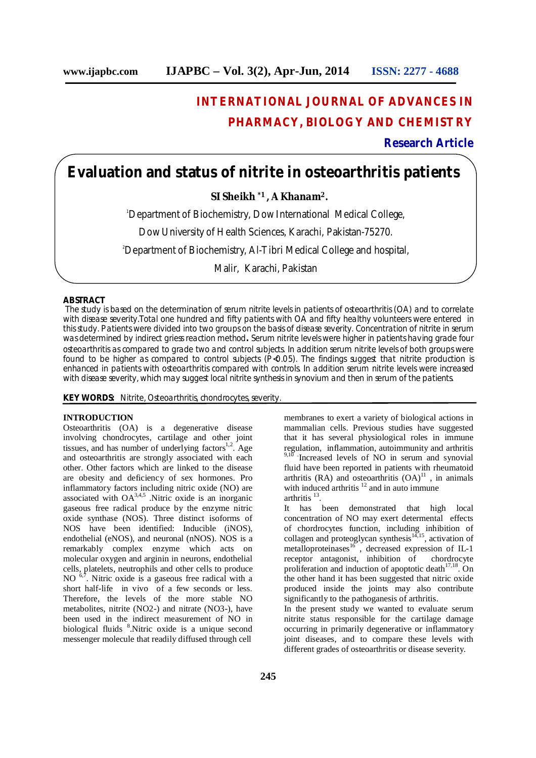# INTERNATIONAL JOURNAL OF ADVANCES IN PHARMACY, BIOLOGY AND CHEMISTRY

**Research Article**

# Evaluation and status of nitrite in osteoarthritis patients

**SI Sheikh [*1], A Khanam [2].**

[1]Department of Biochemistry, Dow International Medical College, Dow University of Health Sciences, Karachi, Pakistan-75270.

[2]Department of Biochemistry, Al-Tibri Medical College and hospital, Malir, Karachi, Pakistan

## ABSTRACT

The study is based on the determination of serum nitrite levels in patients of osteoarthritis (OA) and to correlate with disease severity.Total one hundred and fifty patients with OA and fifty healthy volunteers were entered in this study. Patients were divided into two groups on the basis of disease severity. Concentration of nitrite in serum was determined by indirect griess reaction method**.** Serum nitrite levels were higher in patients having grade four osteoarthritis as compared to grade two and control subjects. In addition serum nitrite levels of both groups were found to be higher as compared to control subjects ($P<0.05$). The findings suggest that nitrite production is enhanced in patients with osteoarthritis compared with controls. In addition serum nitrite levels were increased with disease severity, which may suggest local nitrite synthesis in synovium and then in serum of the patients.

**KEY WORDS:** Nitrite, Osteoarthritis, chondrocytes, severity.

## INTRODUCTION

Osteoarthritis (OA) is a degenerative disease involving chondrocytes, cartilage and other joint tissues, and has number of underlying factors[1,2]. Age and osteoarthritis are strongly associated with each other. Other factors which are linked to the disease are obesity and deficiency of sex hormones. Pro inflammatory factors including nitric oxide (NO) are associated with OA[3,4,5] .Nitric oxide is an inorganic gaseous free radical produce by the enzyme nitric oxide synthase (NOS). Three distinct isoforms of NOS have been identified: Inducible (iNOS), endothelial (eNOS), and neuronal (nNOS). NOS is a remarkably complex enzyme which acts on molecular oxygen and arginin in neurons, endothelial cells, platelets, neutrophils and other cells to produce NO [6,7]. Nitric oxide is a gaseous free radical with a short half-life in vivo of a few seconds or less. Therefore, the levels of the more stable NO metabolites, nitrite (NO2-) and nitrate (NO3-), have been used in the indirect measurement of NO in biological fluids [8].Nitric oxide is a unique second messenger molecule that readily diffused through cell membranes to exert a variety of biological actions in mammalian cells. Previous studies have suggested that it has several physiological roles in immune regulation, inflammation, autoimmunity and arthritis [9,10] .Increased levels of NO in serum and synovial fluid have been reported in patients with rheumatoid arthritis (RA) and osteoarthritis (OA)[11] , in animals with induced arthritis [12] and in auto immune arthritis [13].

It has been demonstrated that high local concentration of NO may exert determental effects of chordrocytes function, including inhibition of collagen and proteoglycan synthesis[14,15], activation of metalloproteinases[16] , decreased expression of IL-1 receptor antagonist, inhibition of chordrocyte proliferation and induction of apoptotic death[17,18]. On the other hand it has been suggested that nitric oxide produced inside the joints may also contribute significantly to the pathaganesis of arthritis.

In the present study we wanted to evaluate serum nitrite status responsible for the cartilage damage occurring in primarily degenerative or inflammatory joint diseases, and to compare these levels with different grades of osteoarthritis or disease severity.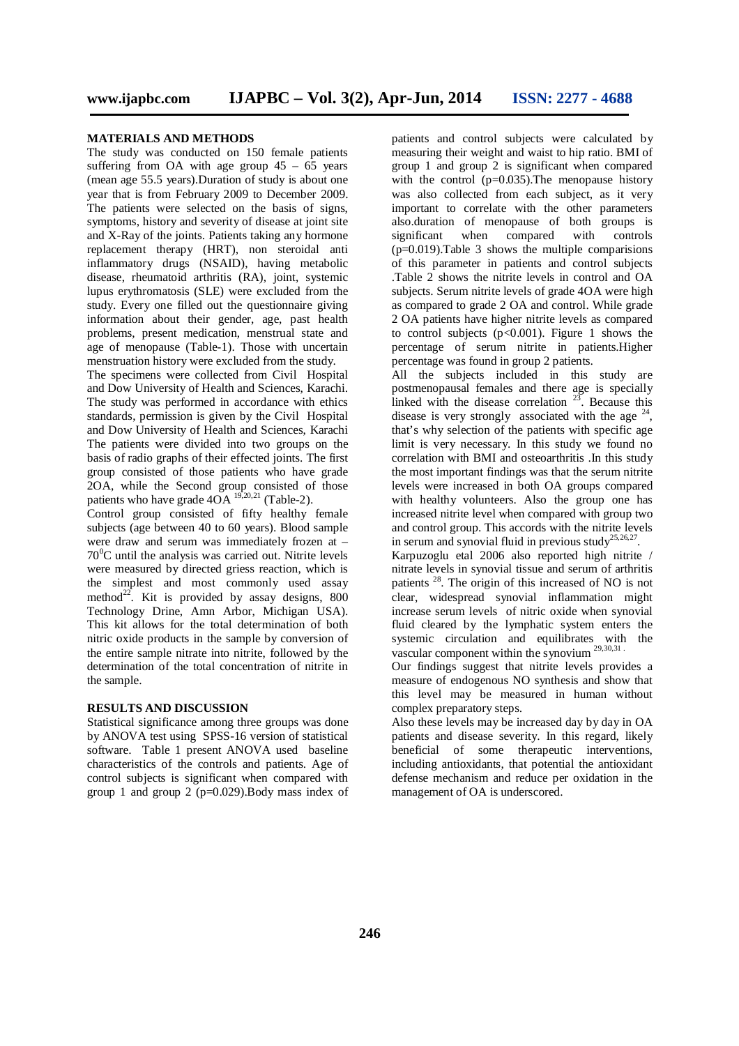## MATERIALS AND METHODS

The study was conducted on 150 female patients suffering from OA with age group 45 – 65 years (mean age 55.5 years).Duration of study is about one year that is from February 2009 to December 2009. The patients were selected on the basis of signs, symptoms, history and severity of disease at joint site and X-Ray of the joints. Patients taking any hormone replacement therapy (HRT), non steroidal anti inflammatory drugs (NSAID), having metabolic disease, rheumatoid arthritis (RA), joint, systemic lupus erythromatosis (SLE) were excluded from the study. Every one filled out the questionnaire giving information about their gender, age, past health problems, present medication, menstural state and age of menopause (Table-1). Those with uncertain menstruation history were excluded from the study.

The specimens were collected from Civil Hospital and Dow University of Health and Sciences, Karachi. The study was performed in accordance with ethics standards, permission is given by the Civil Hospital and Dow University of Health and Sciences, Karachi The patients were divided into two groups on the basis of radio graphs of their effected joints. The first group consisted of those patients who have grade 2OA, while the Second group consisted of those patients who have grade 4OA [19,20,21] (Table-2).

Control group consisted of fifty healthy female subjects (age between 40 to 60 years). Blood sample were draw and serum was immediately frozen at –70$^0$C until the analysis was carried out. Nitrite levels were measured by directed griess reaction, which is the simplest and most commonly used assay method[22]. Kit is provided by assay designs, 800 Technology Drine, Amn Arbor, Michigan USA). This kit allows for the total determination of both nitric oxide products in the sample by conversion of the entire sample nitrate into nitrite, followed by the determination of the total concentration of nitrite in the sample.

## RESULTS AND DISCUSSION

Statistical significance among three groups was done by ANOVA test using SPSS-16 version of statistical software. Table 1 present ANOVA used baseline characteristics of the controls and patients. Age of control subjects is significant when compared with group 1 and group 2 ($p$=0.029).Body mass index of patients and control subjects were calculated by measuring their weight and waist to hip ratio. BMI of group 1 and group 2 is significant when compared with the control ($p$=0.035).The menopause history was also collected from each subject, as it very important to correlate with the other parameters also.duration of menopause of both groups is significant when compared with controls ($p$=0.019).Table 3 shows the multiple comparisions of this parameter in patients and control subjects .Table 2 shows the nitrite levels in control and OA subjects. Serum nitrite levels of grade 4OA were high as compared to grade 2 OA and control. While grade 2 OA patients have higher nitrite levels as compared to control subjects ($p$<0.001). Figure 1 shows the percentage of serum nitrite in patients.Higher percentage was found in group 2 patients.

All the subjects included in this study are postmenopausal females and there age is specially linked with the disease correlation [23]. Because this disease is very strongly associated with the age [24], that's why selection of the patients with specific age limit is very necessary. In this study we found no correlation with BMI and osteoarthritis .In this study the most important findings was that the serum nitrite levels were increased in both OA groups compared with healthy volunteers. Also the group one has increased nitrite level when compared with group two and control group. This accords with the nitrite levels in serum and synovial fluid in previous study[25,26,27].

Karpuzoglu etal 2006 also reported high nitrite / nitrate levels in synovial tissue and serum of arthritis patients [28]. The origin of this increased of NO is not clear, widespread synovial inflammation might increase serum levels of nitric oxide when synovial fluid cleared by the lymphatic system enters the systemic circulation and equilibrates with the vascular component within the synovium [29,30,31].

Our findings suggest that nitrite levels provides a measure of endogenous NO synthesis and show that this level may be measured in human without complex preparatory steps.

Also these levels may be increased day by day in OA patients and disease severity. In this regard, likely beneficial of some therapeutic interventions, including antioxidants, that potential the antioxidant defense mechanism and reduce per oxidation in the management of OA is underscored.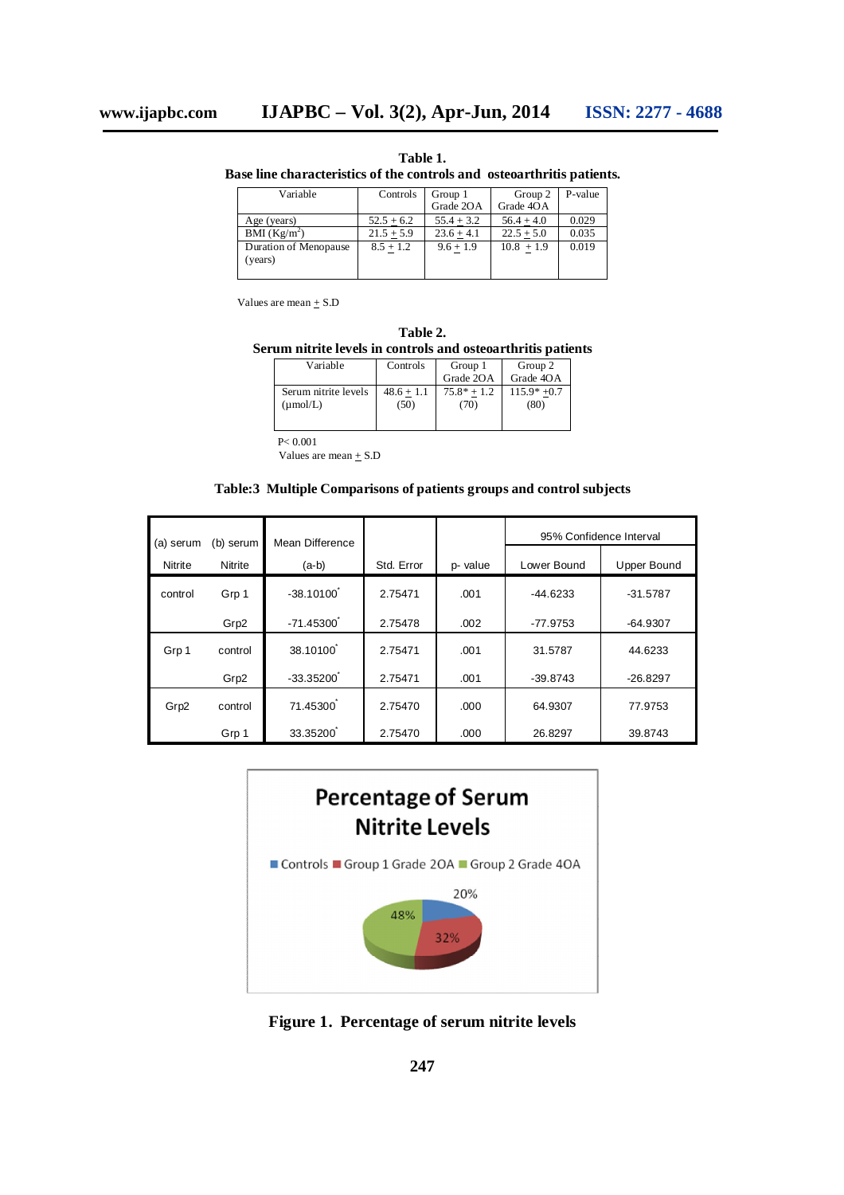**Table 1.**
**Base line characteristics of the controls and osteoarthritis patients.**

| Variable | Controls | Group 1 Grade 2OA | Group 2 Grade 4OA | P-value |
|---|---|---|---|---|
| Age (years) | 52.5 ± 6.2 | 55.4 ± 3.2 | 56.4 ± 4.0 | 0.029 |
| BMI ($Kg/m^2$) | 21.5 ± 5.9 | 23.6 ± 4.1 | 22.5 ± 5.0 | 0.035 |
| Duration of Menopause (years) | 8.5 ± 1.2 | 9.6 ± 1.9 | 10.8 ± 1.9 | 0.019 |

Values are mean ± S.D

**Table 2.**
**Serum nitrite levels in controls and osteoarthritis patients**

| Variable | Controls | Group 1 Grade 2OA | Group 2 Grade 4OA |
|---|---|---|---|
| Serum nitrite levels (μmol/L) | 48.6 ± 1.1 (50) | 75.8* ± 1.2 (70) | 115.9* ±0.7 (80) |

P< 0.001
Values are mean ± S.D

**Table:3 Multiple Comparisons of patients groups and control subjects**

| (a) serum Nitrite | (b) serum Nitrite | Mean Difference (a-b) | Std. Error | p- value | 95% Confidence Interval Lower Bound | 95% Confidence Interval Upper Bound |
|---|---|---|---|---|---|---|
| control | Grp 1 | -38.10100* | 2.75471 | .001 | -44.6233 | -31.5787 |
| | Grp2 | -71.45300* | 2.75478 | .002 | -77.9753 | -64.9307 |
| Grp 1 | control | 38.10100* | 2.75471 | .001 | 31.5787 | 44.6233 |
| | Grp2 | -33.35200* | 2.75471 | .001 | -39.8743 | -26.8297 |
| Grp2 | control | 71.45300* | 2.75470 | .000 | 64.9307 | 77.9753 |
| | Grp 1 | 33.35200* | 2.75470 | .000 | 26.8297 | 39.8743 |

**Figure 1. Percentage of serum nitrite levels**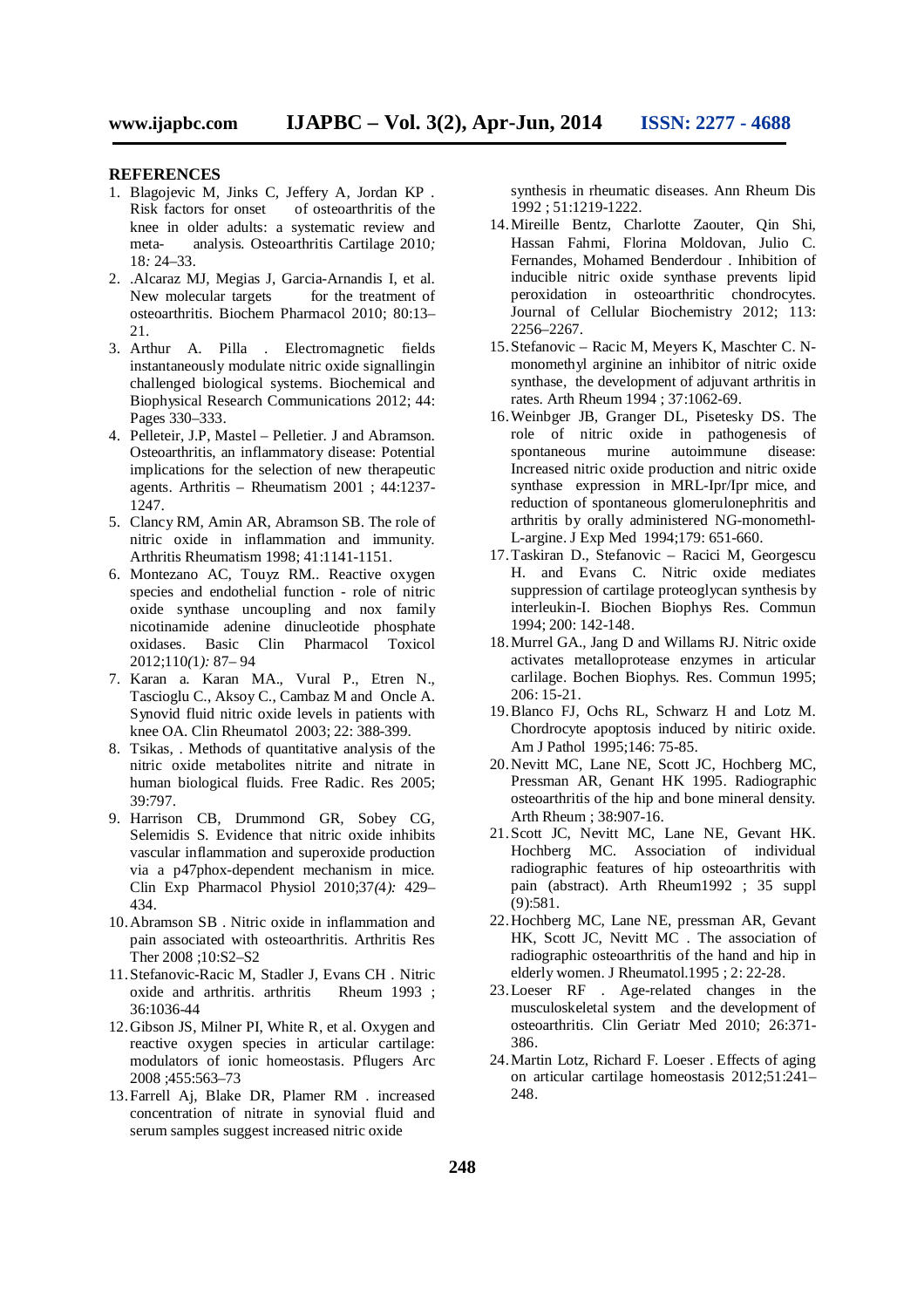## REFERENCES

1. Blagojevic M, Jinks C, Jeffery A, Jordan KP . Risk factors for onset of osteoarthritis of the knee in older adults: a systematic review and meta- analysis. Osteoarthritis Cartilage 2010; 18: 24–33.
2. .Alcaraz MJ, Megias J, Garcia-Arnandis I, et al. New molecular targets for the treatment of osteoarthritis. Biochem Pharmacol 2010; 80:13–21.
3. Arthur A. Pilla . Electromagnetic fields instantaneously modulate nitric oxide signallingin challenged biological systems. Biochemical and Biophysical Research Communications 2012; 44: Pages 330–333.
4. Pelleteir, J.P, Mastel – Pelletier. J and Abramson. Osteoarthritis, an inflammatory disease: Potential implications for the selection of new therapeutic agents. Arthritis – Rheumatism 2001 ; 44:1237-1247.
5. Clancy RM, Amin AR, Abramson SB. The role of nitric oxide in inflammation and immunity. Arthritis Rheumatism 1998; 41:1141-1151.
6. Montezano AC, Touyz RM.. Reactive oxygen species and endothelial function - role of nitric oxide synthase uncoupling and nox family nicotinamide adenine dinucleotide phosphate oxidases. Basic Clin Pharmacol Toxicol 2012;110*(1):* 87– 94
7. Karan a. Karan MA., Vural P., Etren N., Tascioglu C., Aksoy C., Cambaz M and Oncle A. Synovid fluid nitric oxide levels in patients with knee OA. Clin Rheumatol 2003; 22: 388-399.
8. Tsikas, . Methods of quantitative analysis of the nitric oxide metabolites nitrite and nitrate in human biological fluids. Free Radic. Res 2005; 39:797.
9. Harrison CB, Drummond GR, Sobey CG, Selemidis S. Evidence that nitric oxide inhibits vascular inflammation and superoxide production via a p47phox-dependent mechanism in mice. Clin Exp Pharmacol Physiol 2010;37*(4):* 429–434.
10. Abramson SB . Nitric oxide in inflammation and pain associated with osteoarthritis. Arthritis Res Ther 2008 ;10:S2–S2
11. Stefanovic-Racic M, Stadler J, Evans CH . Nitric oxide and arthritis. arthritis Rheum 1993 ; 36:1036-44
12. Gibson JS, Milner PI, White R, et al. Oxygen and reactive oxygen species in articular cartilage: modulators of ionic homeostasis. Pflugers Arc 2008 ;455:563–73
13. Farrell Aj, Blake DR, Plamer RM . increased concentration of nitrate in synovial fluid and serum samples suggest increased nitric oxide synthesis in rheumatic diseases. Ann Rheum Dis 1992 ; 51:1219-1222.
14. Mireille Bentz, Charlotte Zaouter, Qin Shi, Hassan Fahmi, Florina Moldovan, Julio C. Fernandes, Mohamed Benderdour . Inhibition of inducible nitric oxide synthase prevents lipid peroxidation in osteoarthritic chondrocytes. Journal of Cellular Biochemistry 2012; 113: 2256–2267.
15. Stefanovic – Racic M, Meyers K, Maschter C. N- monomethyl arginine an inhibitor of nitric oxide synthase, the development of adjuvant arthritis in rates. Arth Rheum 1994 ; 37:1062-69.
16. Weinbger JB, Granger DL, Pisetesky DS. The role of nitric oxide in pathogenesis of spontaneous murine autoimmune disease: Increased nitric oxide production and nitric oxide synthase expression in MRL-Ipr/Ipr mice, and reduction of spontaneous glomerulonephritis and arthritis by orally administered NG-monomethl-L-argine. J Exp Med 1994;179: 651-660.
17. Taskiran D., Stefanovic – Racici M, Georgescu H. and Evans C. Nitric oxide mediates suppression of cartilage proteoglycan synthesis by interleukin-I. Biochen Biophys Res. Commun 1994; 200: 142-148.
18. Murrel GA., Jang D and Willams RJ. Nitric oxide activates metalloprotease enzymes in articular carlilage. Bochen Biophys. Res. Commun 1995; 206: 15-21.
19. Blanco FJ, Ochs RL, Schwarz H and Lotz M. Chordrocyte apoptosis induced by nitiric oxide. Am J Pathol 1995;146: 75-85.
20. Nevitt MC, Lane NE, Scott JC, Hochberg MC, Pressman AR, Genant HK 1995. Radiographic osteoarthritis of the hip and bone mineral density. Arth Rheum ; 38:907-16.
21. Scott JC, Nevitt MC, Lane NE, Gevant HK. Hochberg MC. Association of individual radiographic features of hip osteoarthritis with pain (abstract). Arth Rheum1992 ; 35 suppl (9):581.
22. Hochberg MC, Lane NE, pressman AR, Gevant HK, Scott JC, Nevitt MC . The association of radiographic osteoarthritis of the hand and hip in elderly women. J Rheumatol.1995 ; 2: 22-28.
23. Loeser RF . Age-related changes in the musculoskeletal system and the development of osteoarthritis. Clin Geriatr Med 2010; 26:371-386.
24. Martin Lotz, Richard F. Loeser . Effects of aging on articular cartilage homeostasis 2012;51:241–248.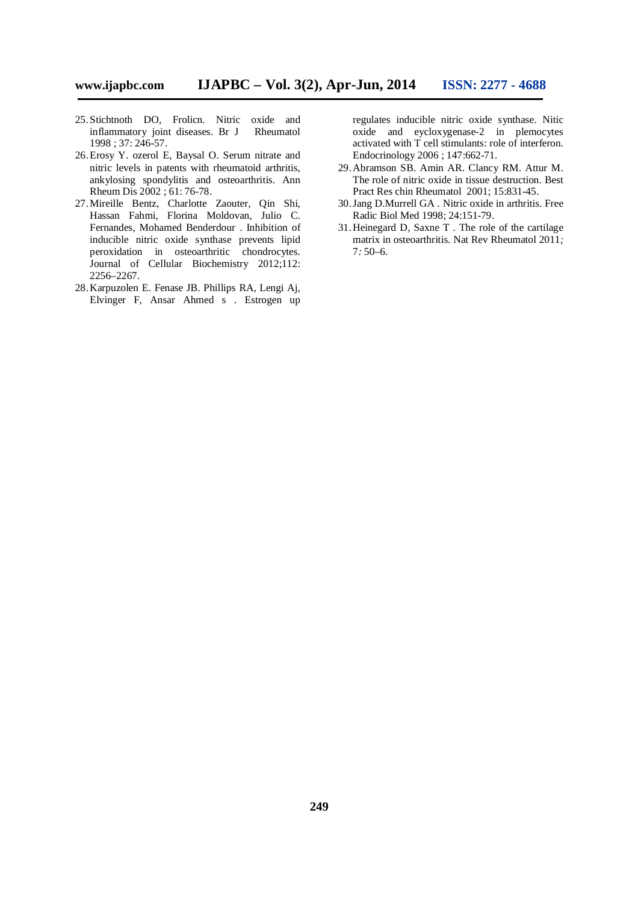25. Stichtnoth DO, Frolicn. Nitric oxide and inflammatory joint diseases. Br J Rheumatol 1998 ; 37: 246-57.
26. Erosy Y. ozerol E, Baysal O. Serum nitrate and nitric levels in patents with rheumatoid arthritis, ankylosing spondylitis and osteoarthritis. Ann Rheum Dis 2002 ; 61: 76-78.
27. Mireille Bentz, Charlotte Zaouter, Qin Shi, Hassan Fahmi, Florina Moldovan, Julio C. Fernandes, Mohamed Benderdour . Inhibition of inducible nitric oxide synthase prevents lipid peroxidation in osteoarthritic chondrocytes. Journal of Cellular Biochemistry 2012;112: 2256–2267.
28. Karpuzolen E. Fenase JB. Phillips RA, Lengi Aj, Elvinger F, Ansar Ahmed s . Estrogen up regulates inducible nitric oxide synthase. Nitic oxide and eycloxygenase-2 in plemocytes activated with T cell stimulants: role of interferon. Endocrinology 2006 ; 147:662-71.
29. Abramson SB. Amin AR. Clancy RM. Attur M. The role of nitric oxide in tissue destruction. Best Pract Res chin Rheumatol 2001; 15:831-45.
30. Jang D.Murrell GA . Nitric oxide in arthritis. Free Radic Biol Med 1998; 24:151-79.
31. Heinegard D, Saxne T . The role of the cartilage matrix in osteoarthritis. Nat Rev Rheumatol 2011; 7: 50–6.